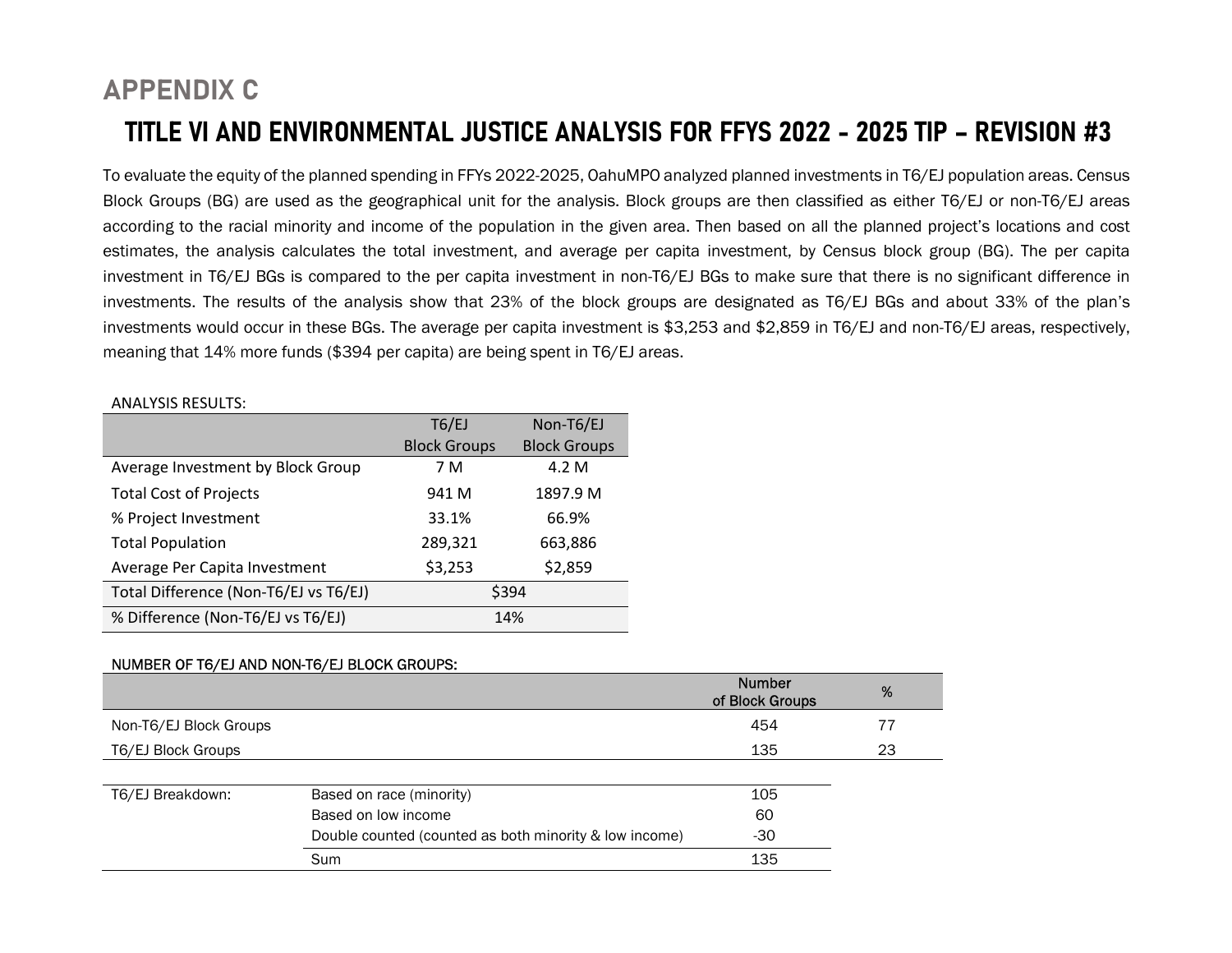# APPENDIX C

## TITLE VI AND ENVIRONMENTAL JUSTICE ANALYSIS FOR FFYS 2022 - 2025 TIP – REVISION #3

To evaluate the equity of the planned spending in FFYs 2022-2025, OahuMPO analyzed planned investments in T6/EJ population areas. Census Block Groups (BG) are used as the geographical unit for the analysis. Block groups are then classified as either T6/EJ or non-T6/EJ areas according to the racial minority and income of the population in the given area. Then based on all the planned project's locations and cost estimates, the analysis calculates the total investment, and average per capita investment, by Census block group (BG). The per capita investment in T6/EJ BGs is compared to the per capita investment in non-T6/EJ BGs to make sure that there is no significant difference in investments. The results of the analysis show that 23% of the block groups are designated as T6/EJ BGs and about 33% of the plan's investments would occur in these BGs. The average per capita investment is $3,253 and $2,859 in T6/EJ and non-T6/EJ areas, respectively, meaning that 14% more funds ($394 per capita) are being spent in T6/EJ areas.

ANALYSIS RESULTS:

| | T6/EJ Block Groups | Non-T6/EJ Block Groups |
|---|---|---|
| Average Investment by Block Group | 7 M | 4.2 M |
| Total Cost of Projects | 941 M | 1897.9 M |
| % Project Investment | 33.1% | 66.9% |
| Total Population | 289,321 | 663,886 |
| Average Per Capita Investment | $3,253 | $2,859 |
| Total Difference (Non-T6/EJ vs T6/EJ) | $394 | |
| % Difference (Non-T6/EJ vs T6/EJ) | 14% | |

NUMBER OF T6/EJ AND NON-T6/EJ BLOCK GROUPS:

| | Number of Block Groups | % |
|---|---|---|
| Non-T6/EJ Block Groups | 454 | 77 |
| T6/EJ Block Groups | 135 | 23 |

| T6/EJ Breakdown: | | |
|---|---|---|
| | Based on race (minority) | 105 |
| | Based on low income | 60 |
| | Double counted (counted as both minority & low income) | -30 |
| | Sum | 135 |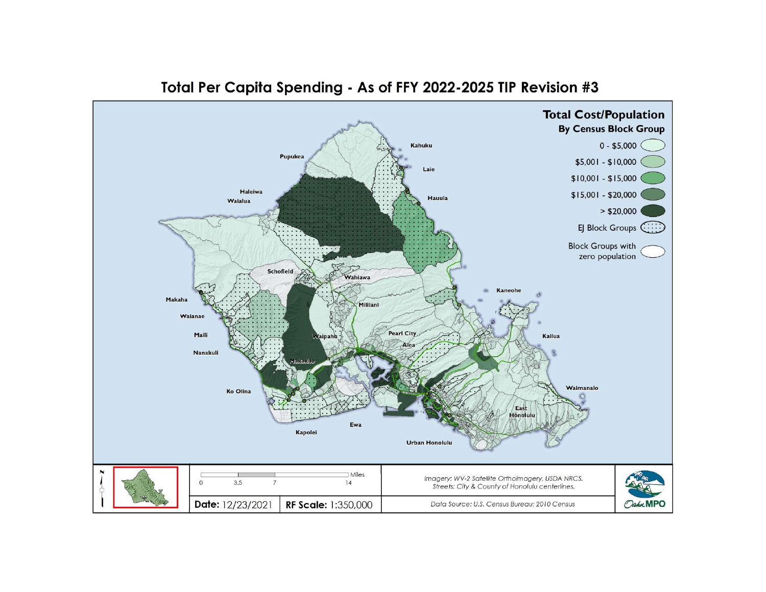# Total Per Capita Spending - As of FFY 2022-2025 TIP Revision #3

**Total Cost/Population**
**By Census Block Group**

0 - $5,000
$5,001 - $10,000
$10,001 - $15,000
$15,001 - $20,000
> $20,000
EJ Block Groups
Block Groups with zero population

Kahuku
Pupukea
Laie
Haleiwa
Waialua
Hauula
Schofield
Wahiawa
Kaneohe
Makaha
Mililani
Waianae
Maili
Waipahu
Pearl City
Aiea
Kailua
Nanakuli
Makakilo
Ko Olina
Waimanalo
East Honolulu
Ewa
Kapolei
Urban Honolulu

0 3.5 7 14 Miles

*Imagery: WV-2 Satellite Orthoimagery, USDA NRCS.*
*Streets: City & County of Honolulu centerlines.*

**Date:** 12/23/2021 **RF Scale:** 1:350,000

*Data Source: U.S. Census Bureau; 2010 Census*

OahuMPO